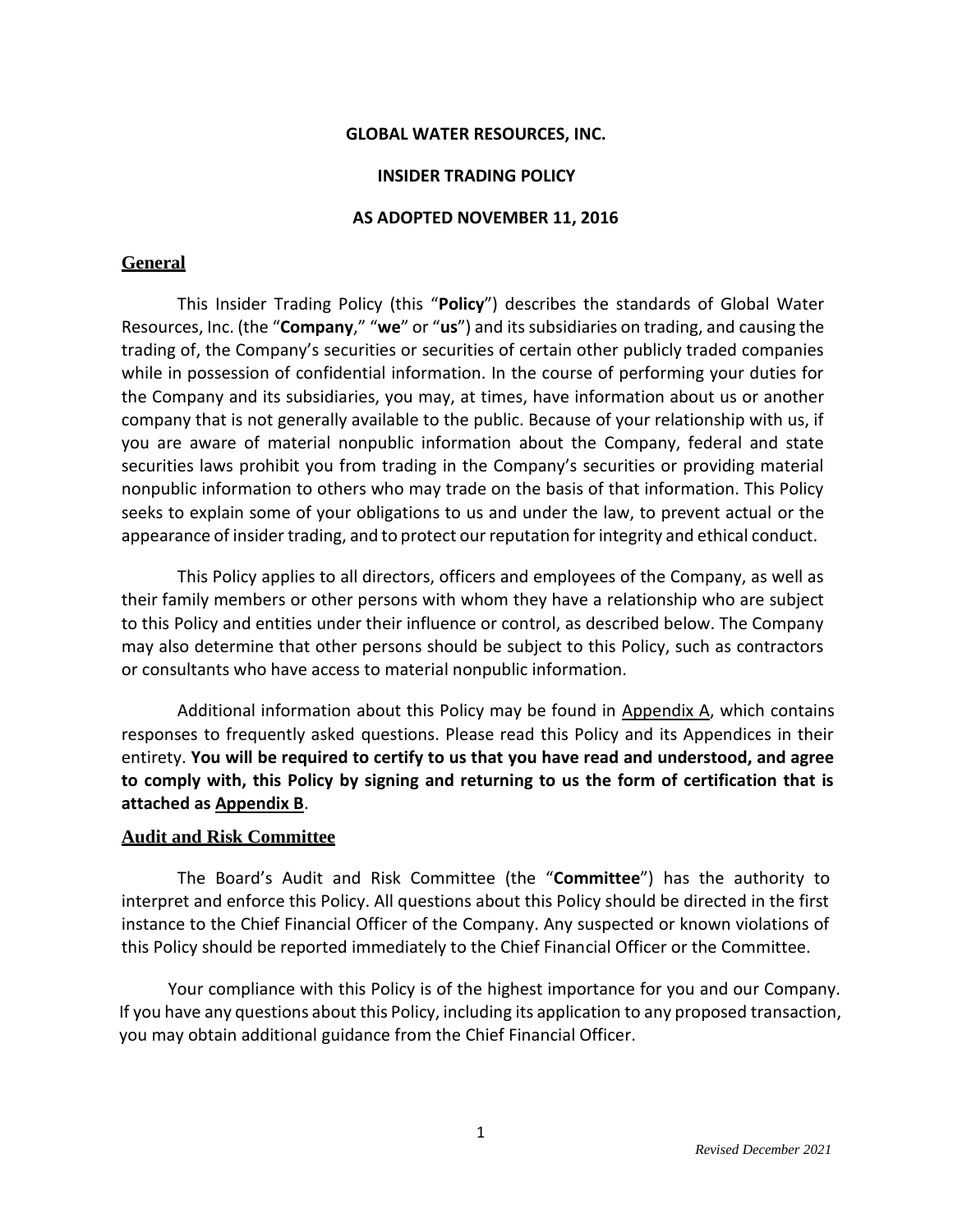**GLOBAL WATER RESOURCES, INC.**

**INSIDER TRADING POLICY**

**AS ADOPTED NOVEMBER 11, 2016**

## General

This Insider Trading Policy (this "**Policy**") describes the standards of Global Water Resources, Inc. (the "**Company**," "**we**" or "**us**") and its subsidiaries on trading, and causing the trading of, the Company's securities or securities of certain other publicly traded companies while in possession of confidential information. In the course of performing your duties for the Company and its subsidiaries, you may, at times, have information about us or another company that is not generally available to the public. Because of your relationship with us, if you are aware of material nonpublic information about the Company, federal and state securities laws prohibit you from trading in the Company's securities or providing material nonpublic information to others who may trade on the basis of that information. This Policy seeks to explain some of your obligations to us and under the law, to prevent actual or the appearance of insider trading, and to protect our reputation for integrity and ethical conduct.

This Policy applies to all directors, officers and employees of the Company, as well as their family members or other persons with whom they have a relationship who are subject to this Policy and entities under their influence or control, as described below. The Company may also determine that other persons should be subject to this Policy, such as contractors or consultants who have access to material nonpublic information.

Additional information about this Policy may be found in Appendix A, which contains responses to frequently asked questions. Please read this Policy and its Appendices in their entirety. **You will be required to certify to us that you have read and understood, and agree to comply with, this Policy by signing and returning to us the form of certification that is attached as Appendix B**.

## Audit and Risk Committee

The Board's Audit and Risk Committee (the "**Committee**") has the authority to interpret and enforce this Policy. All questions about this Policy should be directed in the first instance to the Chief Financial Officer of the Company. Any suspected or known violations of this Policy should be reported immediately to the Chief Financial Officer or the Committee.

Your compliance with this Policy is of the highest importance for you and our Company. If you have any questions about this Policy, including its application to any proposed transaction, you may obtain additional guidance from the Chief Financial Officer.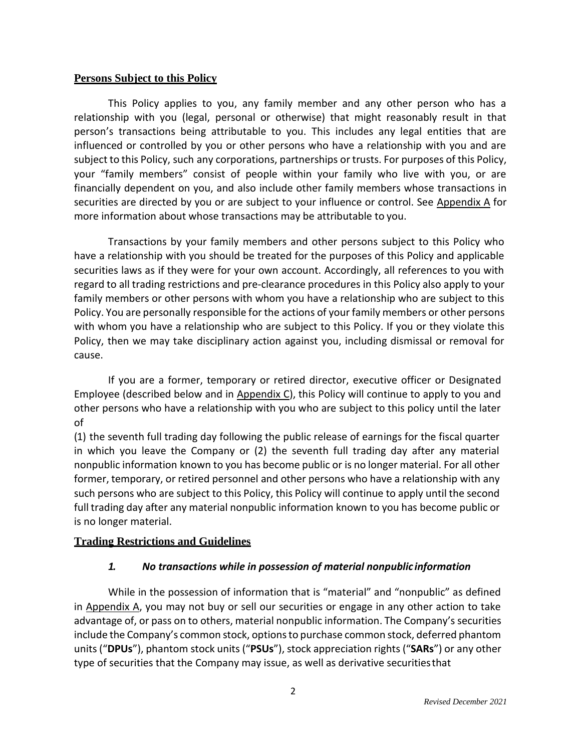## Persons Subject to this Policy

This Policy applies to you, any family member and any other person who has a relationship with you (legal, personal or otherwise) that might reasonably result in that person's transactions being attributable to you. This includes any legal entities that are influenced or controlled by you or other persons who have a relationship with you and are subject to this Policy, such any corporations, partnerships or trusts. For purposes of this Policy, your "family members" consist of people within your family who live with you, or are financially dependent on you, and also include other family members whose transactions in securities are directed by you or are subject to your influence or control. See Appendix A for more information about whose transactions may be attributable to you.

Transactions by your family members and other persons subject to this Policy who have a relationship with you should be treated for the purposes of this Policy and applicable securities laws as if they were for your own account. Accordingly, all references to you with regard to all trading restrictions and pre-clearance procedures in this Policy also apply to your family members or other persons with whom you have a relationship who are subject to this Policy. You are personally responsible for the actions of your family members or other persons with whom you have a relationship who are subject to this Policy. If you or they violate this Policy, then we may take disciplinary action against you, including dismissal or removal for cause.

If you are a former, temporary or retired director, executive officer or Designated Employee (described below and in Appendix C), this Policy will continue to apply to you and other persons who have a relationship with you who are subject to this policy until the later of

(1) the seventh full trading day following the public release of earnings for the fiscal quarter in which you leave the Company or (2) the seventh full trading day after any material nonpublic information known to you has become public or is no longer material. For all other former, temporary, or retired personnel and other persons who have a relationship with any such persons who are subject to this Policy, this Policy will continue to apply until the second full trading day after any material nonpublic information known to you has become public or is no longer material.

## Trading Restrictions and Guidelines

### *1. No transactions while in possession of material nonpublic information*

While in the possession of information that is "material" and "nonpublic" as defined in Appendix A, you may not buy or sell our securities or engage in any other action to take advantage of, or pass on to others, material nonpublic information. The Company's securities include the Company's common stock, options to purchase common stock, deferred phantom units ("**DPUs**"), phantom stock units ("**PSUs**"), stock appreciation rights ("**SARs**") or any other type of securities that the Company may issue, as well as derivative securities that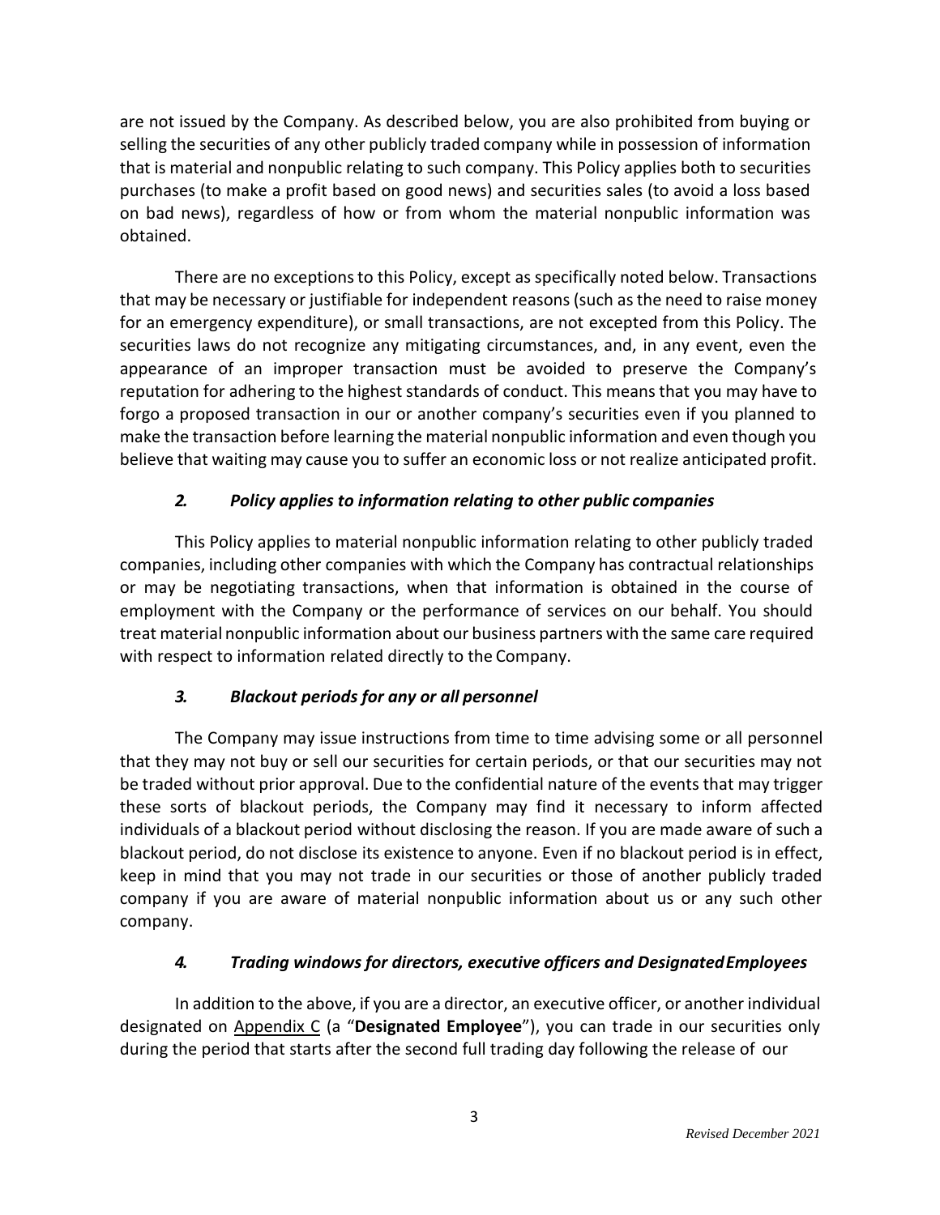are not issued by the Company. As described below, you are also prohibited from buying or selling the securities of any other publicly traded company while in possession of information that is material and nonpublic relating to such company. This Policy applies both to securities purchases (to make a profit based on good news) and securities sales (to avoid a loss based on bad news), regardless of how or from whom the material nonpublic information was obtained.

There are no exceptions to this Policy, except as specifically noted below. Transactions that may be necessary or justifiable for independent reasons (such as the need to raise money for an emergency expenditure), or small transactions, are not excepted from this Policy. The securities laws do not recognize any mitigating circumstances, and, in any event, even the appearance of an improper transaction must be avoided to preserve the Company's reputation for adhering to the highest standards of conduct. This means that you may have to forgo a proposed transaction in our or another company's securities even if you planned to make the transaction before learning the material nonpublic information and even though you believe that waiting may cause you to suffer an economic loss or not realize anticipated profit.

### *2. Policy applies to information relating to other public companies*

This Policy applies to material nonpublic information relating to other publicly traded companies, including other companies with which the Company has contractual relationships or may be negotiating transactions, when that information is obtained in the course of employment with the Company or the performance of services on our behalf. You should treat material nonpublic information about our business partners with the same care required with respect to information related directly to the Company.

### *3. Blackout periods for any or all personnel*

The Company may issue instructions from time to time advising some or all personnel that they may not buy or sell our securities for certain periods, or that our securities may not be traded without prior approval. Due to the confidential nature of the events that may trigger these sorts of blackout periods, the Company may find it necessary to inform affected individuals of a blackout period without disclosing the reason. If you are made aware of such a blackout period, do not disclose its existence to anyone. Even if no blackout period is in effect, keep in mind that you may not trade in our securities or those of another publicly traded company if you are aware of material nonpublic information about us or any such other company.

### *4. Trading windows for directors, executive officers and Designated Employees*

In addition to the above, if you are a director, an executive officer, or another individual designated on Appendix C (a "**Designated Employee**"), you can trade in our securities only during the period that starts after the second full trading day following the release of our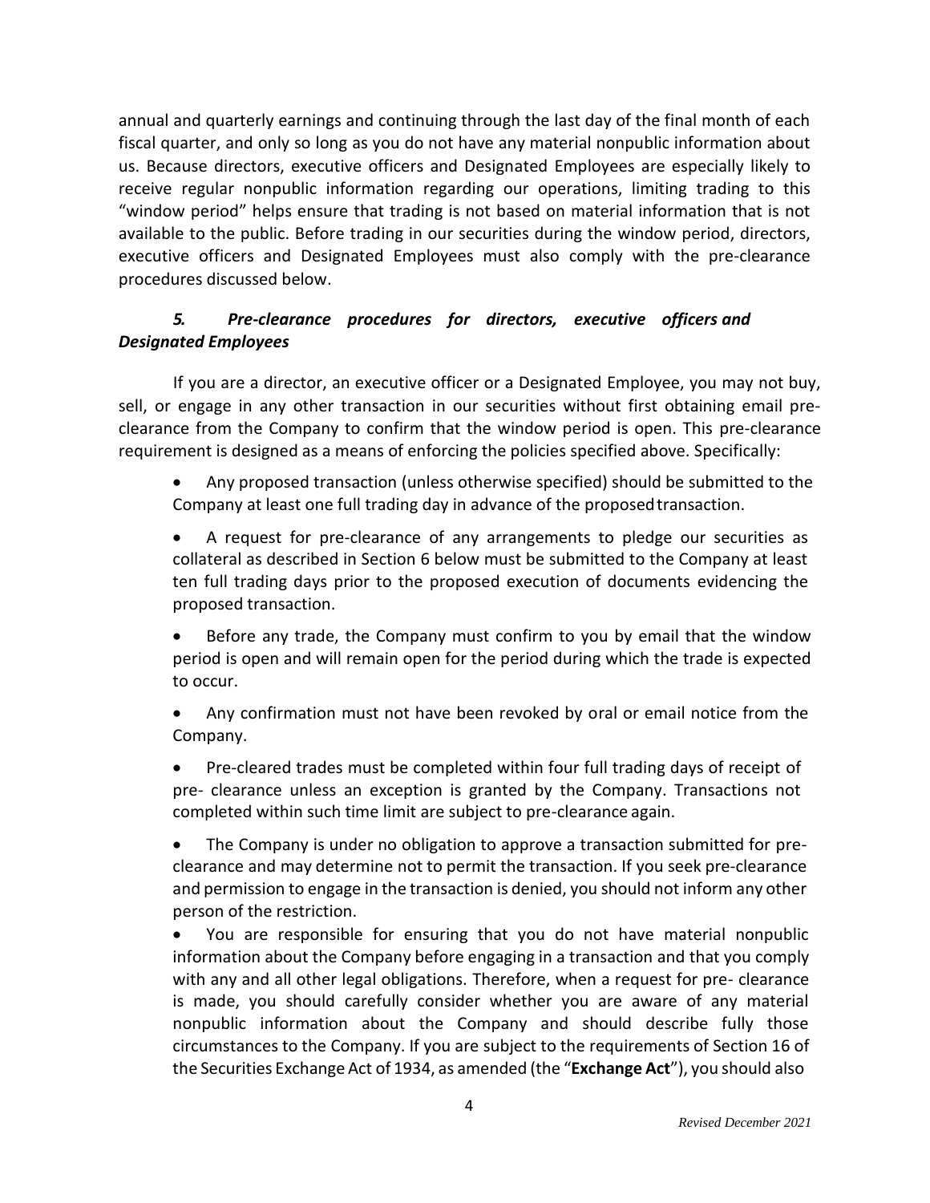annual and quarterly earnings and continuing through the last day of the final month of each fiscal quarter, and only so long as you do not have any material nonpublic information about us. Because directors, executive officers and Designated Employees are especially likely to receive regular nonpublic information regarding our operations, limiting trading to this "window period" helps ensure that trading is not based on material information that is not available to the public. Before trading in our securities during the window period, directors, executive officers and Designated Employees must also comply with the pre-clearance procedures discussed below.

### *5. Pre-clearance procedures for directors, executive officers and Designated Employees*

If you are a director, an executive officer or a Designated Employee, you may not buy, sell, or engage in any other transaction in our securities without first obtaining email pre-clearance from the Company to confirm that the window period is open. This pre-clearance requirement is designed as a means of enforcing the policies specified above. Specifically:

- Any proposed transaction (unless otherwise specified) should be submitted to the Company at least one full trading day in advance of the proposed transaction.
- A request for pre-clearance of any arrangements to pledge our securities as collateral as described in Section 6 below must be submitted to the Company at least ten full trading days prior to the proposed execution of documents evidencing the proposed transaction.
- Before any trade, the Company must confirm to you by email that the window period is open and will remain open for the period during which the trade is expected to occur.
- Any confirmation must not have been revoked by oral or email notice from the Company.
- Pre-cleared trades must be completed within four full trading days of receipt of pre- clearance unless an exception is granted by the Company. Transactions not completed within such time limit are subject to pre-clearance again.
- The Company is under no obligation to approve a transaction submitted for pre-clearance and may determine not to permit the transaction. If you seek pre-clearance and permission to engage in the transaction is denied, you should not inform any other person of the restriction.
- You are responsible for ensuring that you do not have material nonpublic information about the Company before engaging in a transaction and that you comply with any and all other legal obligations. Therefore, when a request for pre- clearance is made, you should carefully consider whether you are aware of any material nonpublic information about the Company and should describe fully those circumstances to the Company. If you are subject to the requirements of Section 16 of the Securities Exchange Act of 1934, as amended (the "**Exchange Act**"), you should also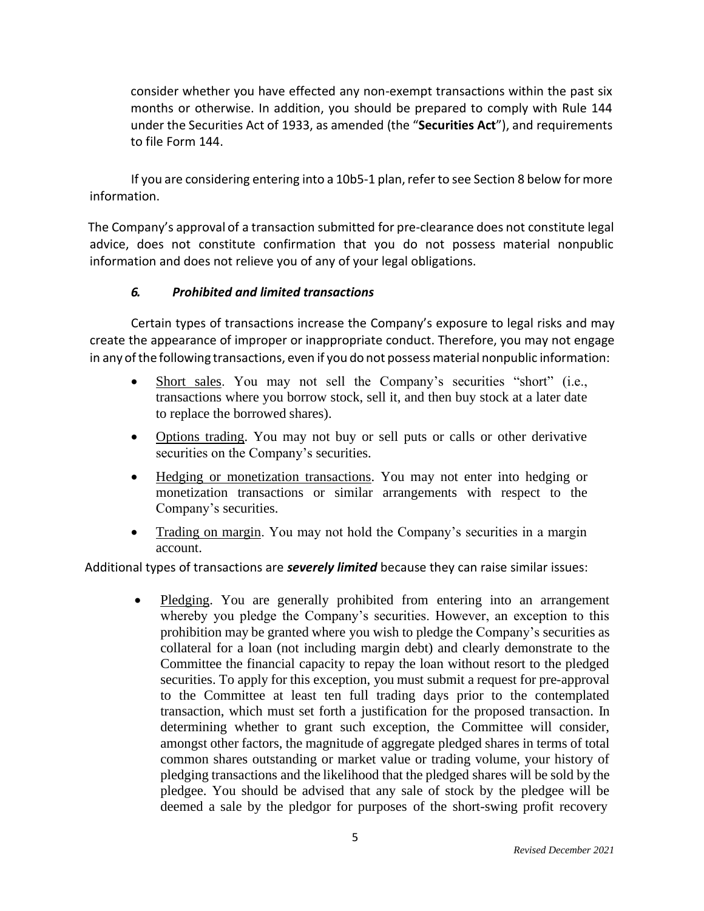consider whether you have effected any non-exempt transactions within the past six months or otherwise. In addition, you should be prepared to comply with Rule 144 under the Securities Act of 1933, as amended (the "**Securities Act**"), and requirements to file Form 144.

If you are considering entering into a 10b5-1 plan, refer to see Section 8 below for more information.

The Company's approval of a transaction submitted for pre-clearance does not constitute legal advice, does not constitute confirmation that you do not possess material nonpublic information and does not relieve you of any of your legal obligations.

### ***6. Prohibited and limited transactions***

Certain types of transactions increase the Company's exposure to legal risks and may create the appearance of improper or inappropriate conduct. Therefore, you may not engage in any of the following transactions, even if you do not possess material nonpublic information:

- Short sales. You may not sell the Company's securities "short" (i.e., transactions where you borrow stock, sell it, and then buy stock at a later date to replace the borrowed shares).
- Options trading. You may not buy or sell puts or calls or other derivative securities on the Company's securities.
- Hedging or monetization transactions. You may not enter into hedging or monetization transactions or similar arrangements with respect to the Company's securities.
- Trading on margin. You may not hold the Company's securities in a margin account.

Additional types of transactions are ***severely limited*** because they can raise similar issues:

- Pledging. You are generally prohibited from entering into an arrangement whereby you pledge the Company's securities. However, an exception to this prohibition may be granted where you wish to pledge the Company's securities as collateral for a loan (not including margin debt) and clearly demonstrate to the Committee the financial capacity to repay the loan without resort to the pledged securities. To apply for this exception, you must submit a request for pre-approval to the Committee at least ten full trading days prior to the contemplated transaction, which must set forth a justification for the proposed transaction. In determining whether to grant such exception, the Committee will consider, amongst other factors, the magnitude of aggregate pledged shares in terms of total common shares outstanding or market value or trading volume, your history of pledging transactions and the likelihood that the pledged shares will be sold by the pledgee. You should be advised that any sale of stock by the pledgee will be deemed a sale by the pledgor for purposes of the short-swing profit recovery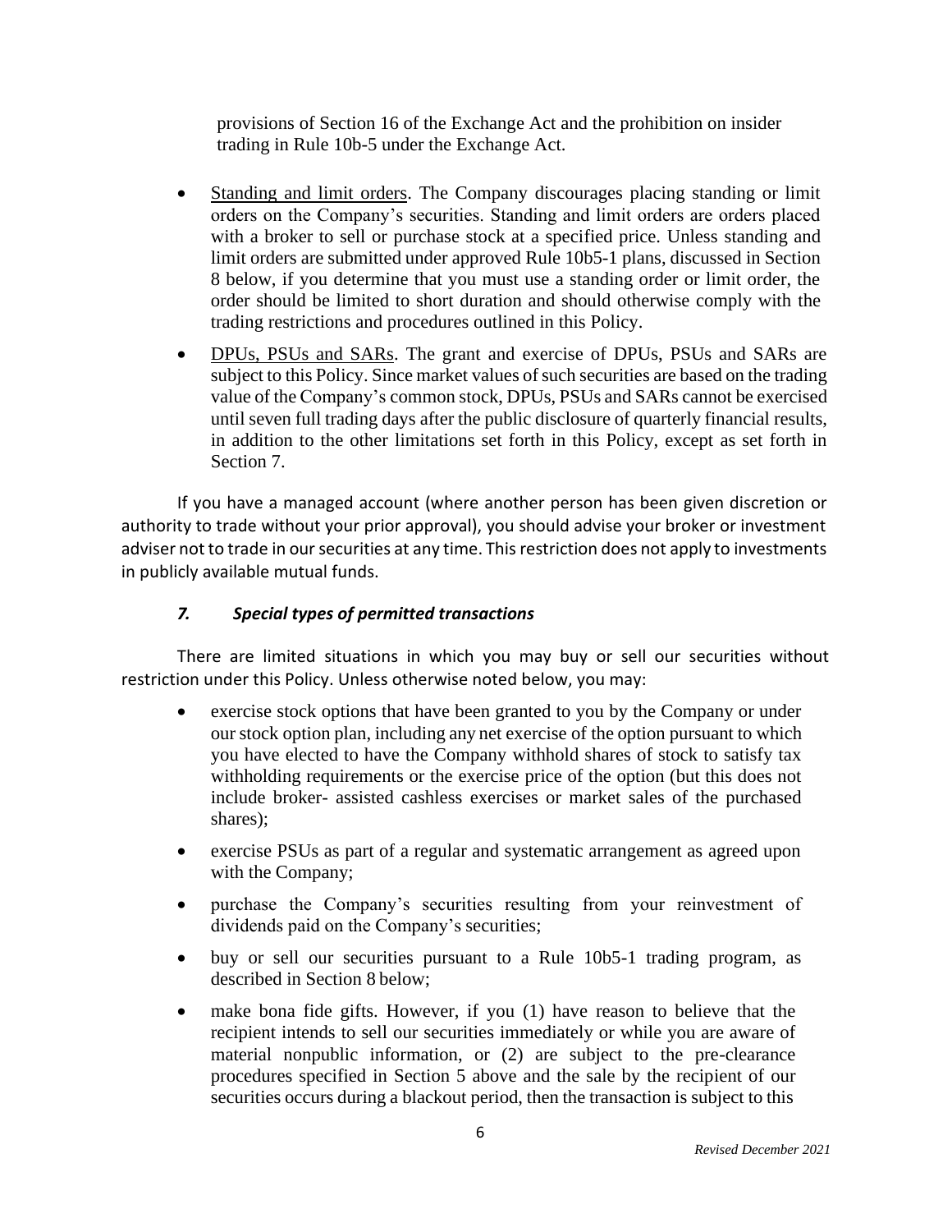provisions of Section 16 of the Exchange Act and the prohibition on insider trading in Rule 10b-5 under the Exchange Act.

- Standing and limit orders. The Company discourages placing standing or limit orders on the Company's securities. Standing and limit orders are orders placed with a broker to sell or purchase stock at a specified price. Unless standing and limit orders are submitted under approved Rule 10b5-1 plans, discussed in Section 8 below, if you determine that you must use a standing order or limit order, the order should be limited to short duration and should otherwise comply with the trading restrictions and procedures outlined in this Policy.

- DPUs, PSUs and SARs. The grant and exercise of DPUs, PSUs and SARs are subject to this Policy. Since market values of such securities are based on the trading value of the Company's common stock, DPUs, PSUs and SARs cannot be exercised until seven full trading days after the public disclosure of quarterly financial results, in addition to the other limitations set forth in this Policy, except as set forth in Section 7.

If you have a managed account (where another person has been given discretion or authority to trade without your prior approval), you should advise your broker or investment adviser not to trade in our securities at any time. This restriction does not apply to investments in publicly available mutual funds.

### *7. Special types of permitted transactions*

There are limited situations in which you may buy or sell our securities without restriction under this Policy. Unless otherwise noted below, you may:

- exercise stock options that have been granted to you by the Company or under our stock option plan, including any net exercise of the option pursuant to which you have elected to have the Company withhold shares of stock to satisfy tax withholding requirements or the exercise price of the option (but this does not include broker- assisted cashless exercises or market sales of the purchased shares);

- exercise PSUs as part of a regular and systematic arrangement as agreed upon with the Company;

- purchase the Company's securities resulting from your reinvestment of dividends paid on the Company's securities;

- buy or sell our securities pursuant to a Rule 10b5-1 trading program, as described in Section 8 below;

- make bona fide gifts. However, if you (1) have reason to believe that the recipient intends to sell our securities immediately or while you are aware of material nonpublic information, or (2) are subject to the pre-clearance procedures specified in Section 5 above and the sale by the recipient of our securities occurs during a blackout period, then the transaction is subject to this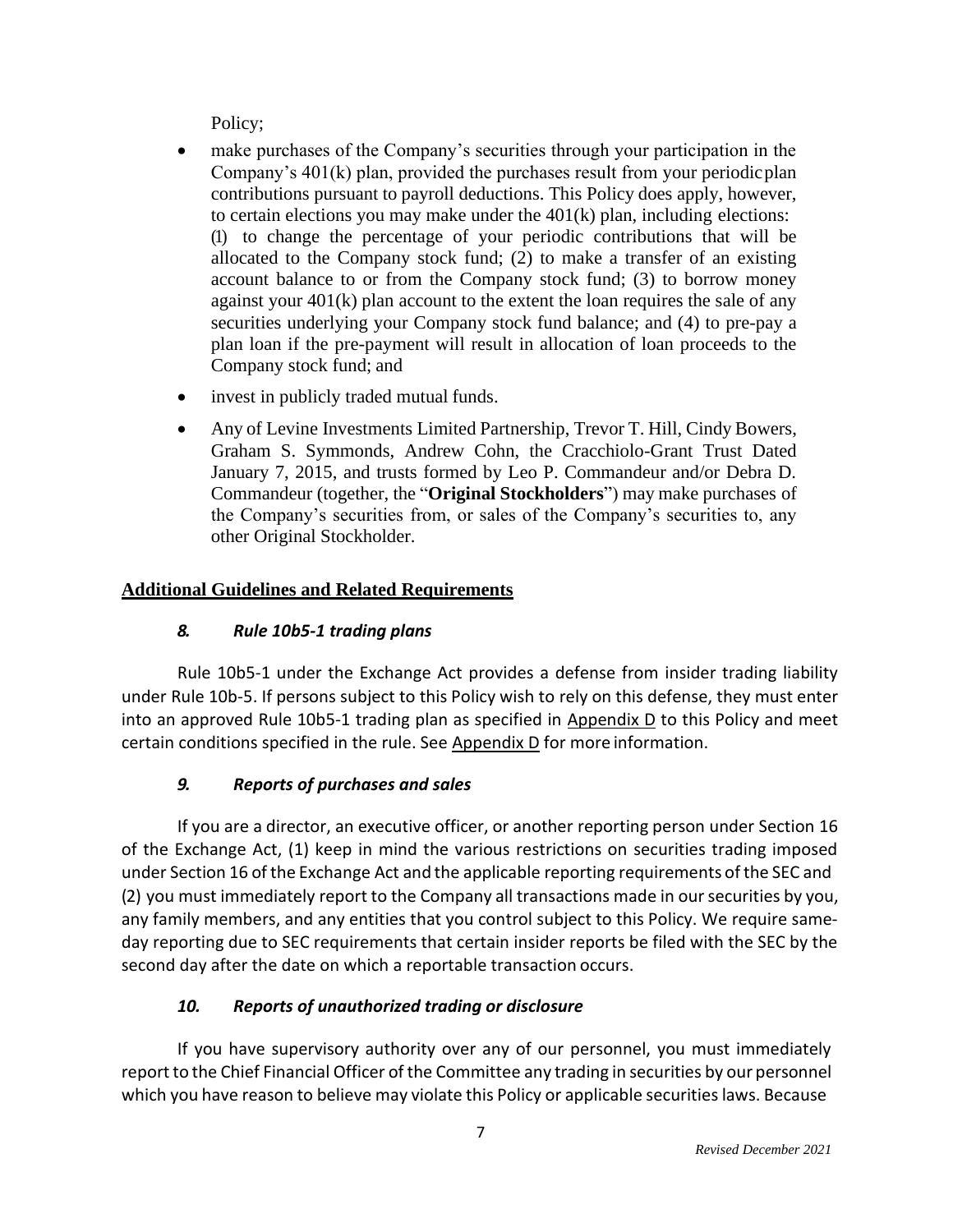Policy;

- make purchases of the Company's securities through your participation in the Company's 401(k) plan, provided the purchases result from your periodic plan contributions pursuant to payroll deductions. This Policy does apply, however, to certain elections you may make under the 401(k) plan, including elections: (1) to change the percentage of your periodic contributions that will be allocated to the Company stock fund; (2) to make a transfer of an existing account balance to or from the Company stock fund; (3) to borrow money against your 401(k) plan account to the extent the loan requires the sale of any securities underlying your Company stock fund balance; and (4) to pre-pay a plan loan if the pre-payment will result in allocation of loan proceeds to the Company stock fund; and
- invest in publicly traded mutual funds.
- Any of Levine Investments Limited Partnership, Trevor T. Hill, Cindy Bowers, Graham S. Symmonds, Andrew Cohn, the Cracchiolo-Grant Trust Dated January 7, 2015, and trusts formed by Leo P. Commandeur and/or Debra D. Commandeur (together, the "**Original Stockholders**") may make purchases of the Company's securities from, or sales of the Company's securities to, any other Original Stockholder.

## Additional Guidelines and Related Requirements

### *8. Rule 10b5-1 trading plans*

Rule 10b5-1 under the Exchange Act provides a defense from insider trading liability under Rule 10b-5. If persons subject to this Policy wish to rely on this defense, they must enter into an approved Rule 10b5-1 trading plan as specified in Appendix D to this Policy and meet certain conditions specified in the rule. See Appendix D for more information.

### *9. Reports of purchases and sales*

If you are a director, an executive officer, or another reporting person under Section 16 of the Exchange Act, (1) keep in mind the various restrictions on securities trading imposed under Section 16 of the Exchange Act and the applicable reporting requirements of the SEC and (2) you must immediately report to the Company all transactions made in our securities by you, any family members, and any entities that you control subject to this Policy. We require same-day reporting due to SEC requirements that certain insider reports be filed with the SEC by the second day after the date on which a reportable transaction occurs.

### *10. Reports of unauthorized trading or disclosure*

If you have supervisory authority over any of our personnel, you must immediately report to the Chief Financial Officer of the Committee any trading in securities by our personnel which you have reason to believe may violate this Policy or applicable securities laws. Because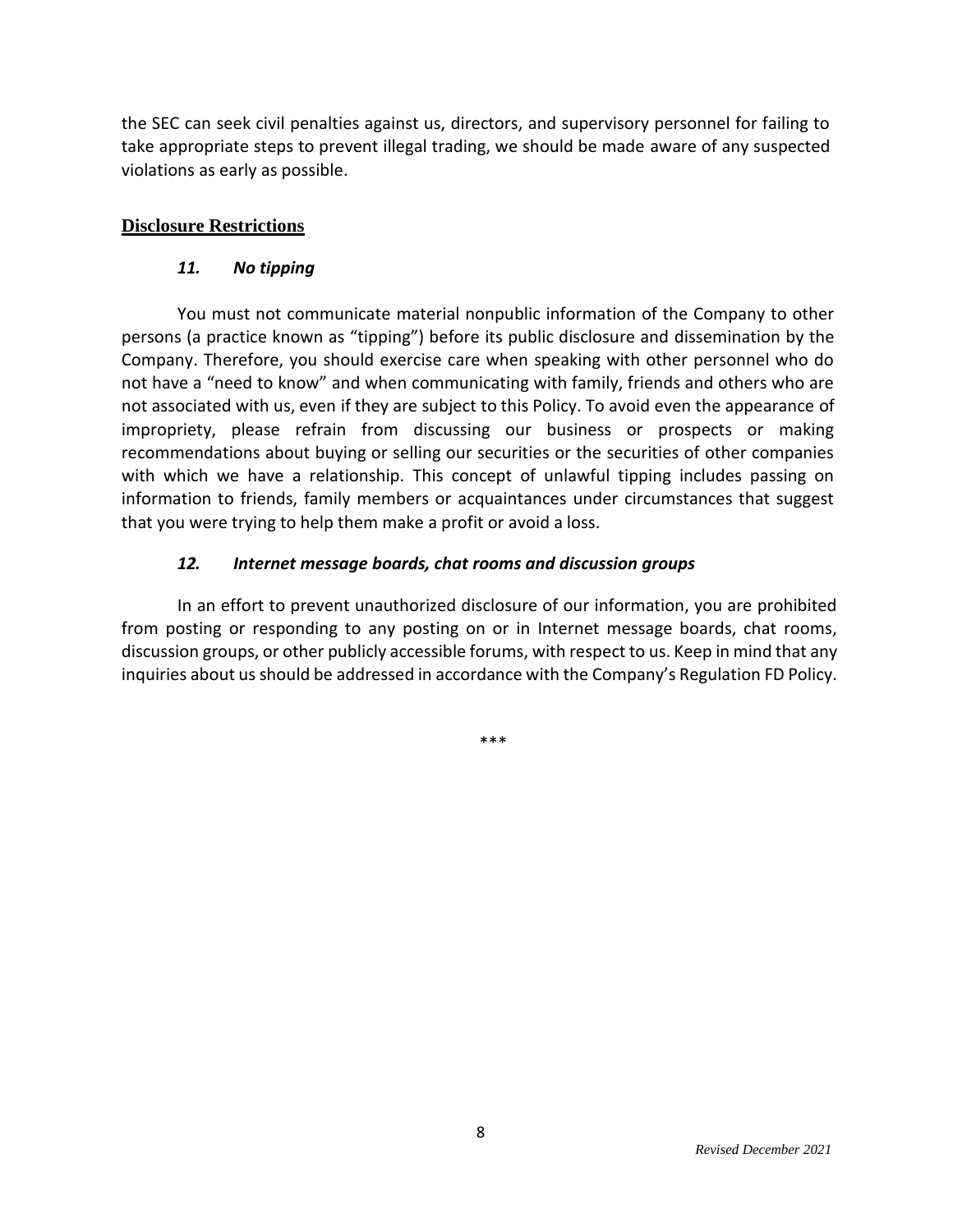the SEC can seek civil penalties against us, directors, and supervisory personnel for failing to take appropriate steps to prevent illegal trading, we should be made aware of any suspected violations as early as possible.

## Disclosure Restrictions

### *11. No tipping*

You must not communicate material nonpublic information of the Company to other persons (a practice known as "tipping") before its public disclosure and dissemination by the Company. Therefore, you should exercise care when speaking with other personnel who do not have a "need to know" and when communicating with family, friends and others who are not associated with us, even if they are subject to this Policy. To avoid even the appearance of impropriety, please refrain from discussing our business or prospects or making recommendations about buying or selling our securities or the securities of other companies with which we have a relationship. This concept of unlawful tipping includes passing on information to friends, family members or acquaintances under circumstances that suggest that you were trying to help them make a profit or avoid a loss.

### *12. Internet message boards, chat rooms and discussion groups*

In an effort to prevent unauthorized disclosure of our information, you are prohibited from posting or responding to any posting on or in Internet message boards, chat rooms, discussion groups, or other publicly accessible forums, with respect to us. Keep in mind that any inquiries about us should be addressed in accordance with the Company's Regulation FD Policy.

***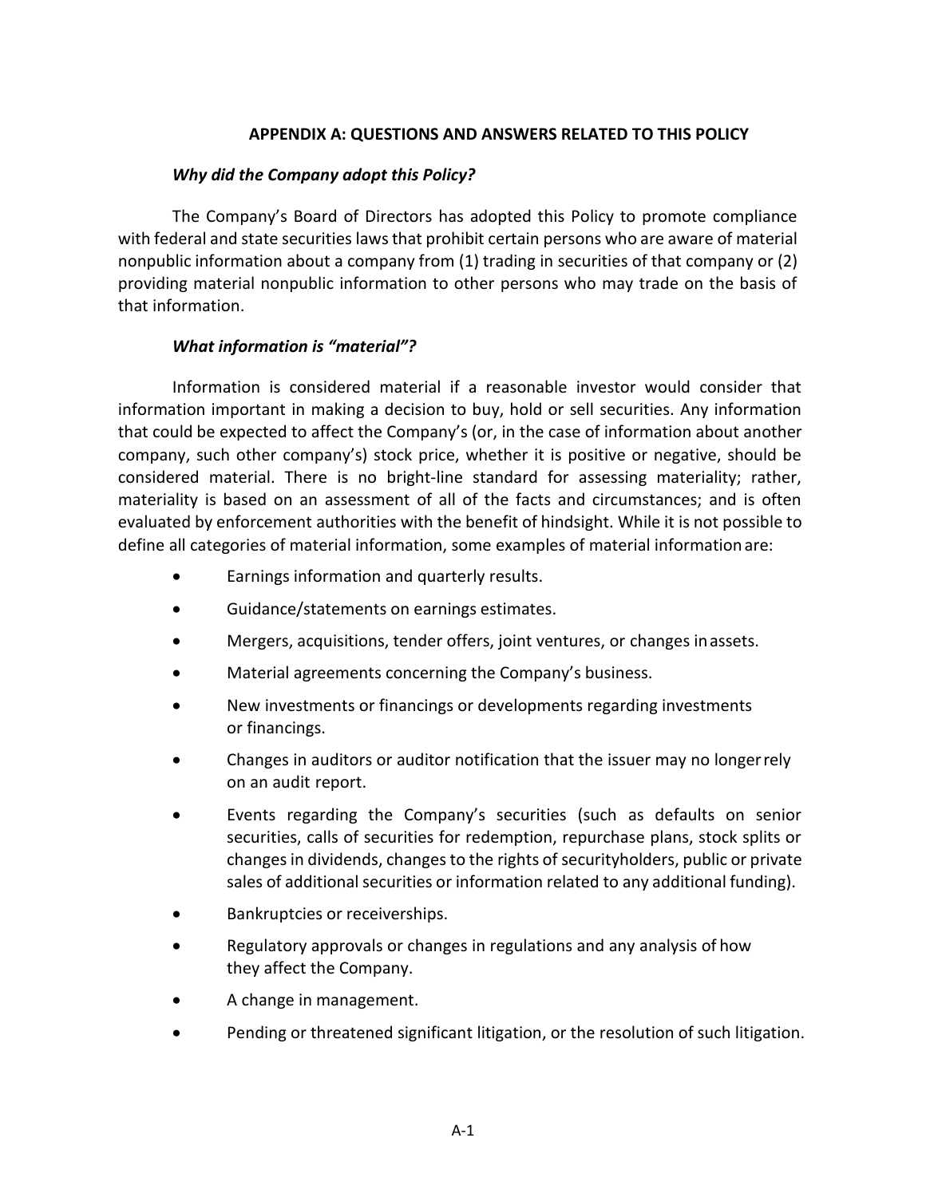## APPENDIX A: QUESTIONS AND ANSWERS RELATED TO THIS POLICY

***Why did the Company adopt this Policy?***

The Company's Board of Directors has adopted this Policy to promote compliance with federal and state securities laws that prohibit certain persons who are aware of material nonpublic information about a company from (1) trading in securities of that company or (2) providing material nonpublic information to other persons who may trade on the basis of that information.

***What information is "material"?***

Information is considered material if a reasonable investor would consider that information important in making a decision to buy, hold or sell securities. Any information that could be expected to affect the Company's (or, in the case of information about another company, such other company's) stock price, whether it is positive or negative, should be considered material. There is no bright-line standard for assessing materiality; rather, materiality is based on an assessment of all of the facts and circumstances; and is often evaluated by enforcement authorities with the benefit of hindsight. While it is not possible to define all categories of material information, some examples of material information are:

- Earnings information and quarterly results.
- Guidance/statements on earnings estimates.
- Mergers, acquisitions, tender offers, joint ventures, or changes in assets.
- Material agreements concerning the Company's business.
- New investments or financings or developments regarding investments or financings.
- Changes in auditors or auditor notification that the issuer may no longer rely on an audit report.
- Events regarding the Company's securities (such as defaults on senior securities, calls of securities for redemption, repurchase plans, stock splits or changes in dividends, changes to the rights of securityholders, public or private sales of additional securities or information related to any additional funding).
- Bankruptcies or receiverships.
- Regulatory approvals or changes in regulations and any analysis of how they affect the Company.
- A change in management.
- Pending or threatened significant litigation, or the resolution of such litigation.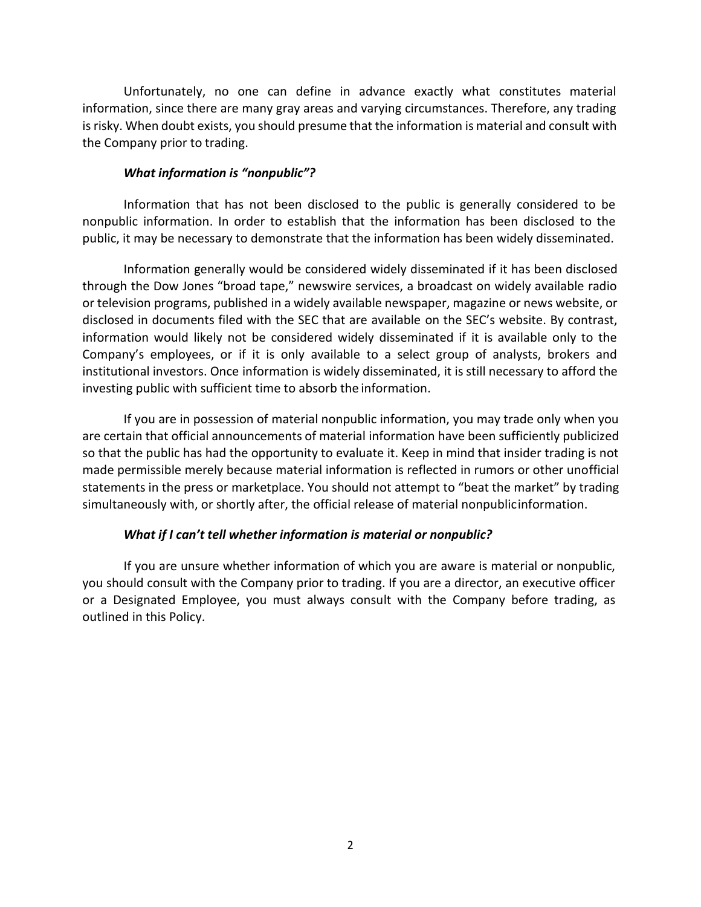Unfortunately, no one can define in advance exactly what constitutes material information, since there are many gray areas and varying circumstances. Therefore, any trading is risky. When doubt exists, you should presume that the information is material and consult with the Company prior to trading.

***What information is "nonpublic"?***

Information that has not been disclosed to the public is generally considered to be nonpublic information. In order to establish that the information has been disclosed to the public, it may be necessary to demonstrate that the information has been widely disseminated.

Information generally would be considered widely disseminated if it has been disclosed through the Dow Jones "broad tape," newswire services, a broadcast on widely available radio or television programs, published in a widely available newspaper, magazine or news website, or disclosed in documents filed with the SEC that are available on the SEC's website. By contrast, information would likely not be considered widely disseminated if it is available only to the Company's employees, or if it is only available to a select group of analysts, brokers and institutional investors. Once information is widely disseminated, it is still necessary to afford the investing public with sufficient time to absorb the information.

If you are in possession of material nonpublic information, you may trade only when you are certain that official announcements of material information have been sufficiently publicized so that the public has had the opportunity to evaluate it. Keep in mind that insider trading is not made permissible merely because material information is reflected in rumors or other unofficial statements in the press or marketplace. You should not attempt to "beat the market" by trading simultaneously with, or shortly after, the official release of material nonpublic information.

***What if I can't tell whether information is material or nonpublic?***

If you are unsure whether information of which you are aware is material or nonpublic, you should consult with the Company prior to trading. If you are a director, an executive officer or a Designated Employee, you must always consult with the Company before trading, as outlined in this Policy.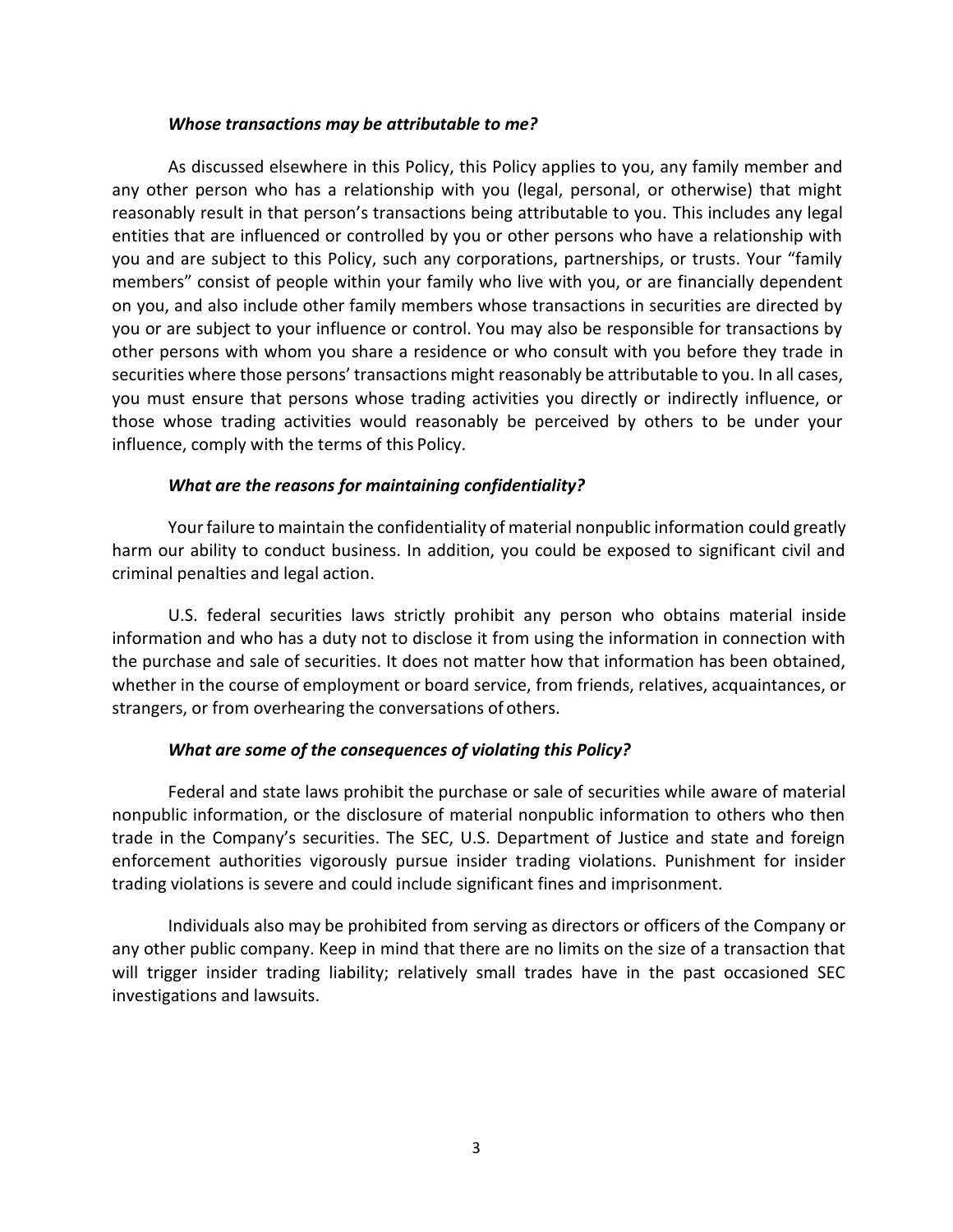***Whose transactions may be attributable to me?***

As discussed elsewhere in this Policy, this Policy applies to you, any family member and any other person who has a relationship with you (legal, personal, or otherwise) that might reasonably result in that person's transactions being attributable to you. This includes any legal entities that are influenced or controlled by you or other persons who have a relationship with you and are subject to this Policy, such any corporations, partnerships, or trusts. Your "family members" consist of people within your family who live with you, or are financially dependent on you, and also include other family members whose transactions in securities are directed by you or are subject to your influence or control. You may also be responsible for transactions by other persons with whom you share a residence or who consult with you before they trade in securities where those persons' transactions might reasonably be attributable to you. In all cases, you must ensure that persons whose trading activities you directly or indirectly influence, or those whose trading activities would reasonably be perceived by others to be under your influence, comply with the terms of this Policy.

***What are the reasons for maintaining confidentiality?***

Your failure to maintain the confidentiality of material nonpublic information could greatly harm our ability to conduct business. In addition, you could be exposed to significant civil and criminal penalties and legal action.

U.S. federal securities laws strictly prohibit any person who obtains material inside information and who has a duty not to disclose it from using the information in connection with the purchase and sale of securities. It does not matter how that information has been obtained, whether in the course of employment or board service, from friends, relatives, acquaintances, or strangers, or from overhearing the conversations of others.

***What are some of the consequences of violating this Policy?***

Federal and state laws prohibit the purchase or sale of securities while aware of material nonpublic information, or the disclosure of material nonpublic information to others who then trade in the Company's securities. The SEC, U.S. Department of Justice and state and foreign enforcement authorities vigorously pursue insider trading violations. Punishment for insider trading violations is severe and could include significant fines and imprisonment.

Individuals also may be prohibited from serving as directors or officers of the Company or any other public company. Keep in mind that there are no limits on the size of a transaction that will trigger insider trading liability; relatively small trades have in the past occasioned SEC investigations and lawsuits.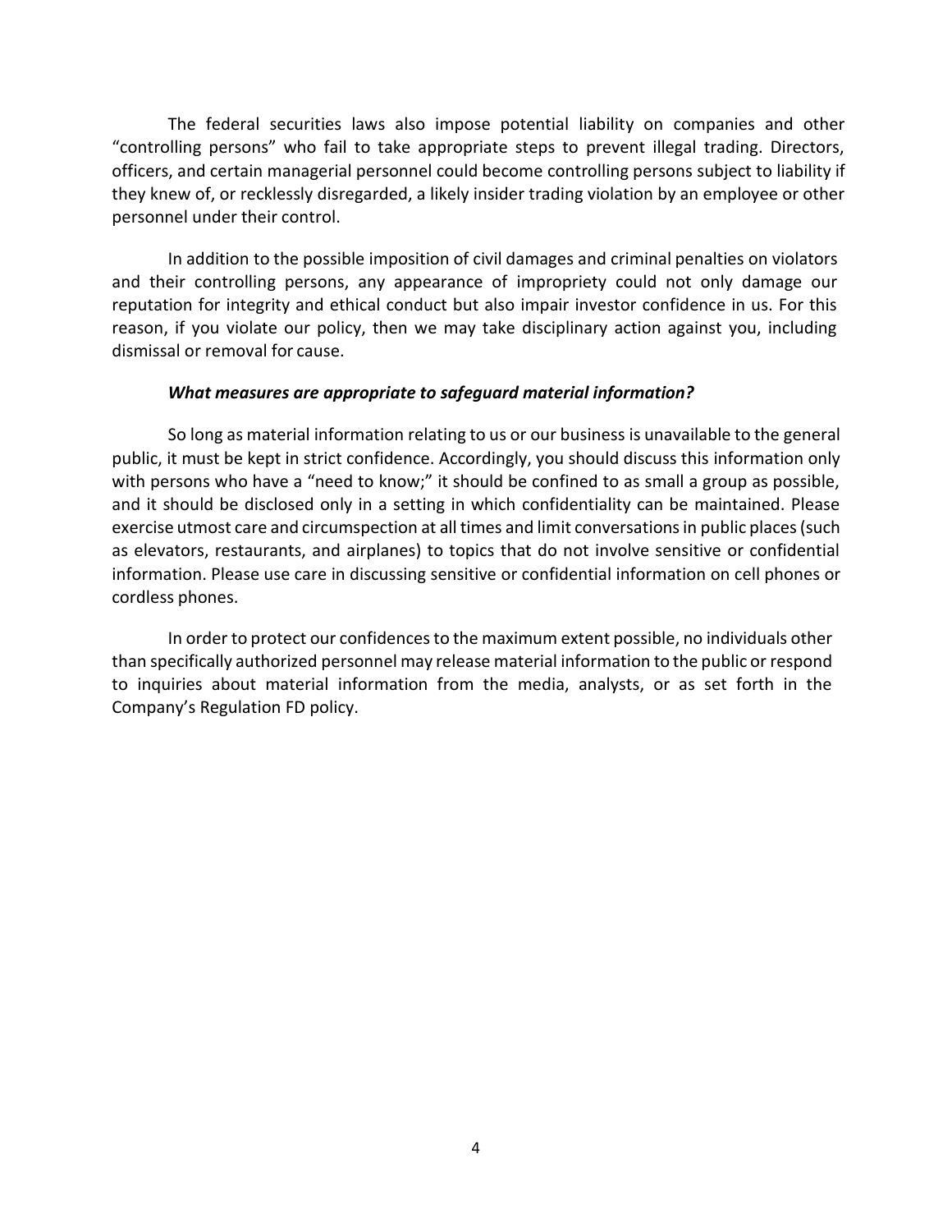The federal securities laws also impose potential liability on companies and other "controlling persons" who fail to take appropriate steps to prevent illegal trading. Directors, officers, and certain managerial personnel could become controlling persons subject to liability if they knew of, or recklessly disregarded, a likely insider trading violation by an employee or other personnel under their control.

In addition to the possible imposition of civil damages and criminal penalties on violators and their controlling persons, any appearance of impropriety could not only damage our reputation for integrity and ethical conduct but also impair investor confidence in us. For this reason, if you violate our policy, then we may take disciplinary action against you, including dismissal or removal for cause.

***What measures are appropriate to safeguard material information?***

So long as material information relating to us or our business is unavailable to the general public, it must be kept in strict confidence. Accordingly, you should discuss this information only with persons who have a "need to know;" it should be confined to as small a group as possible, and it should be disclosed only in a setting in which confidentiality can be maintained. Please exercise utmost care and circumspection at all times and limit conversations in public places (such as elevators, restaurants, and airplanes) to topics that do not involve sensitive or confidential information. Please use care in discussing sensitive or confidential information on cell phones or cordless phones.

In order to protect our confidences to the maximum extent possible, no individuals other than specifically authorized personnel may release material information to the public or respond to inquiries about material information from the media, analysts, or as set forth in the Company's Regulation FD policy.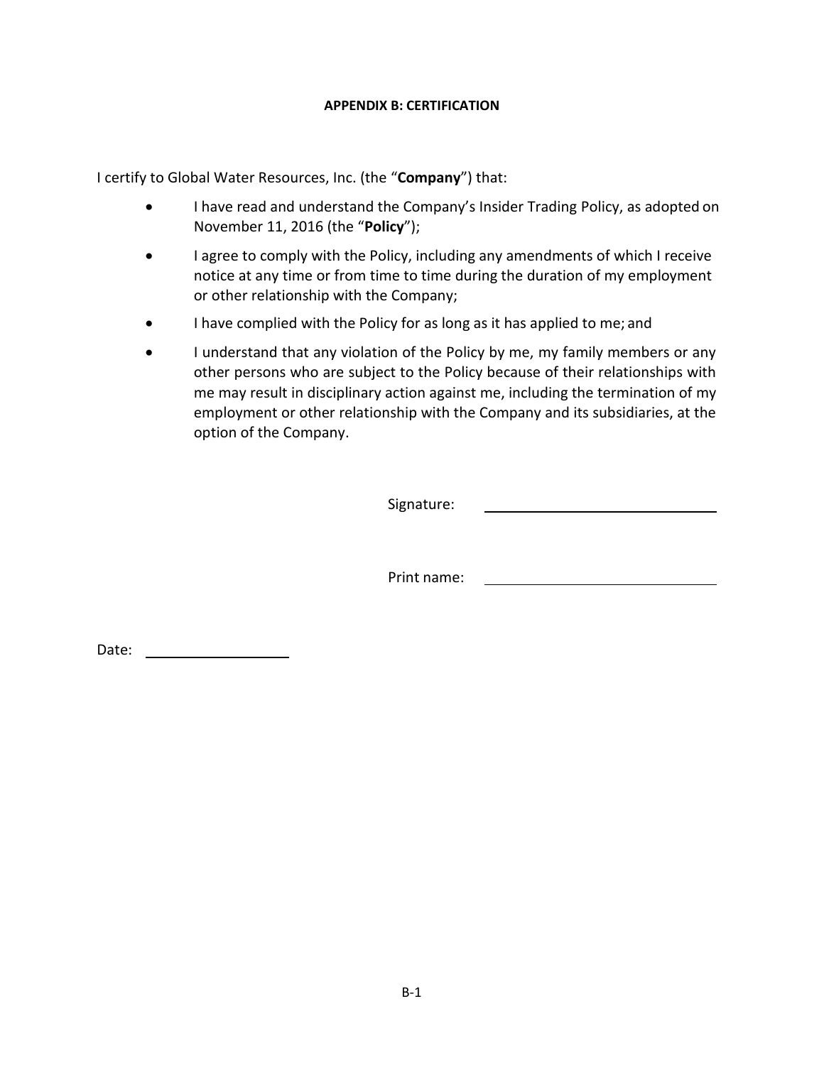## APPENDIX B: CERTIFICATION

I certify to Global Water Resources, Inc. (the "**Company**") that:

- I have read and understand the Company's Insider Trading Policy, as adopted on November 11, 2016 (the "**Policy**");
- I agree to comply with the Policy, including any amendments of which I receive notice at any time or from time to time during the duration of my employment or other relationship with the Company;
- I have complied with the Policy for as long as it has applied to me; and
- I understand that any violation of the Policy by me, my family members or any other persons who are subject to the Policy because of their relationships with me may result in disciplinary action against me, including the termination of my employment or other relationship with the Company and its subsidiaries, at the option of the Company.

Signature: ______________________________

Print name: ______________________________

Date: ____________________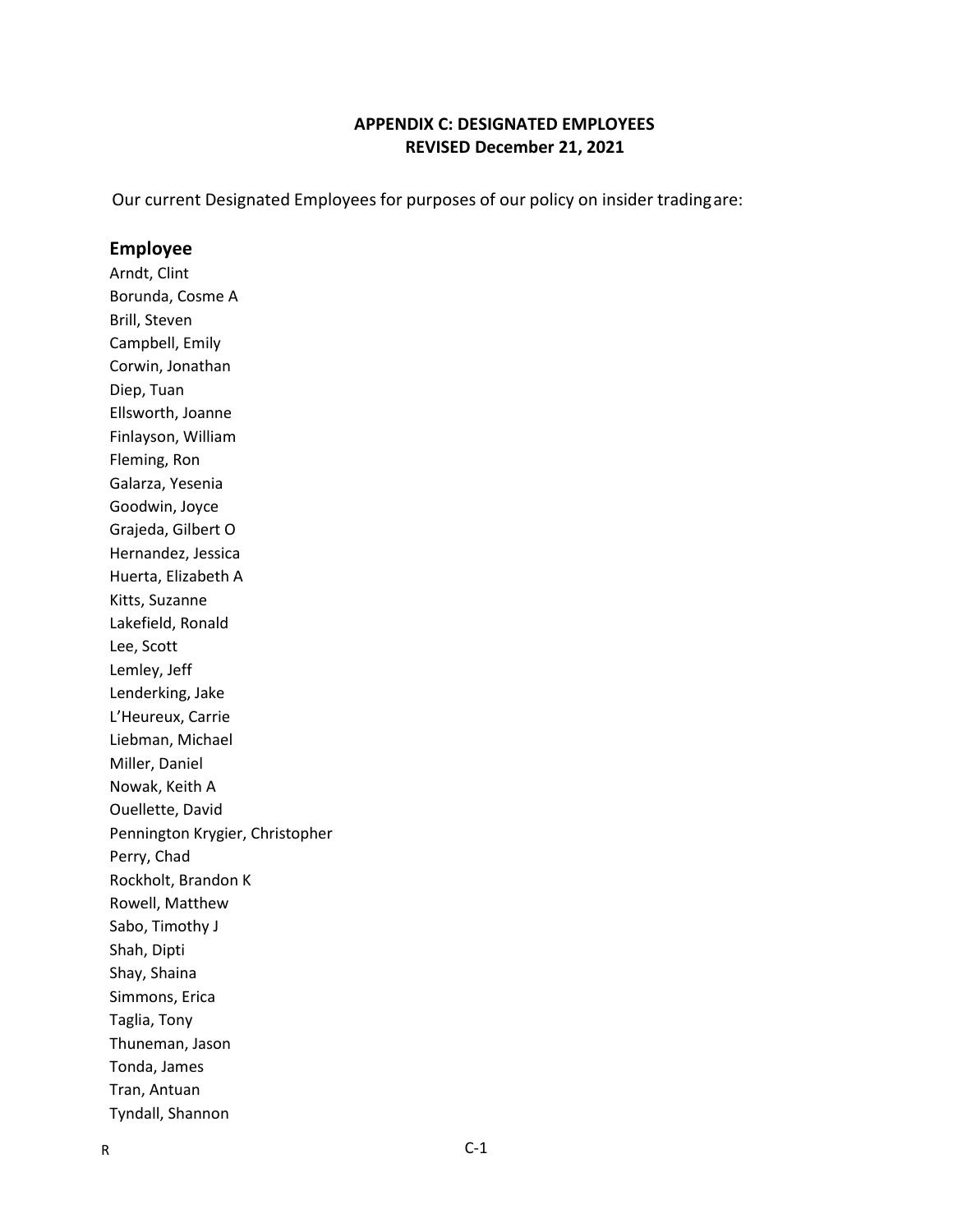## APPENDIX C: DESIGNATED EMPLOYEES
## REVISED December 21, 2021

Our current Designated Employees for purposes of our policy on insider trading are:

### Employee

Arndt, Clint
Borunda, Cosme A
Brill, Steven
Campbell, Emily
Corwin, Jonathan
Diep, Tuan
Ellsworth, Joanne
Finlayson, William
Fleming, Ron
Galarza, Yesenia
Goodwin, Joyce
Grajeda, Gilbert O
Hernandez, Jessica
Huerta, Elizabeth A
Kitts, Suzanne
Lakefield, Ronald
Lee, Scott
Lemley, Jeff
Lenderking, Jake
L'Heureux, Carrie
Liebman, Michael
Miller, Daniel
Nowak, Keith A
Ouellette, David
Pennington Krygier, Christopher
Perry, Chad
Rockholt, Brandon K
Rowell, Matthew
Sabo, Timothy J
Shah, Dipti
Shay, Shaina
Simmons, Erica
Taglia, Tony
Thuneman, Jason
Tonda, James
Tran, Antuan
Tyndall, Shannon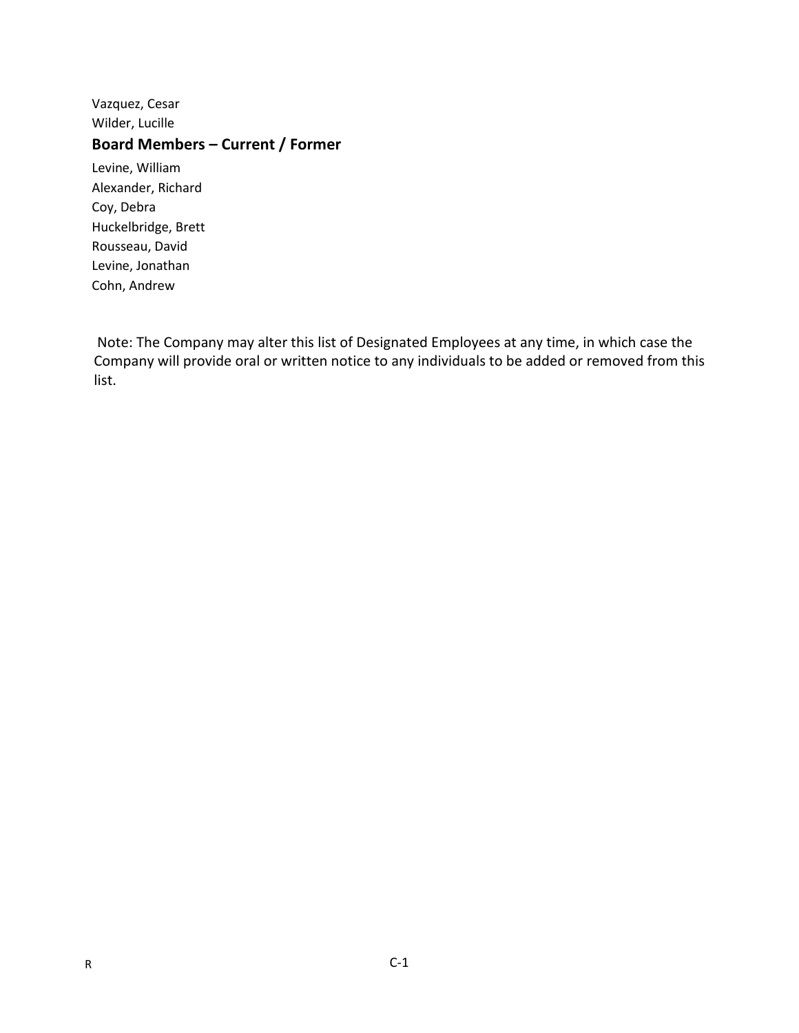Vazquez, Cesar
Wilder, Lucille

## Board Members – Current / Former

Levine, William
Alexander, Richard
Coy, Debra
Huckelbridge, Brett
Rousseau, David
Levine, Jonathan
Cohn, Andrew

Note: The Company may alter this list of Designated Employees at any time, in which case the Company will provide oral or written notice to any individuals to be added or removed from this list.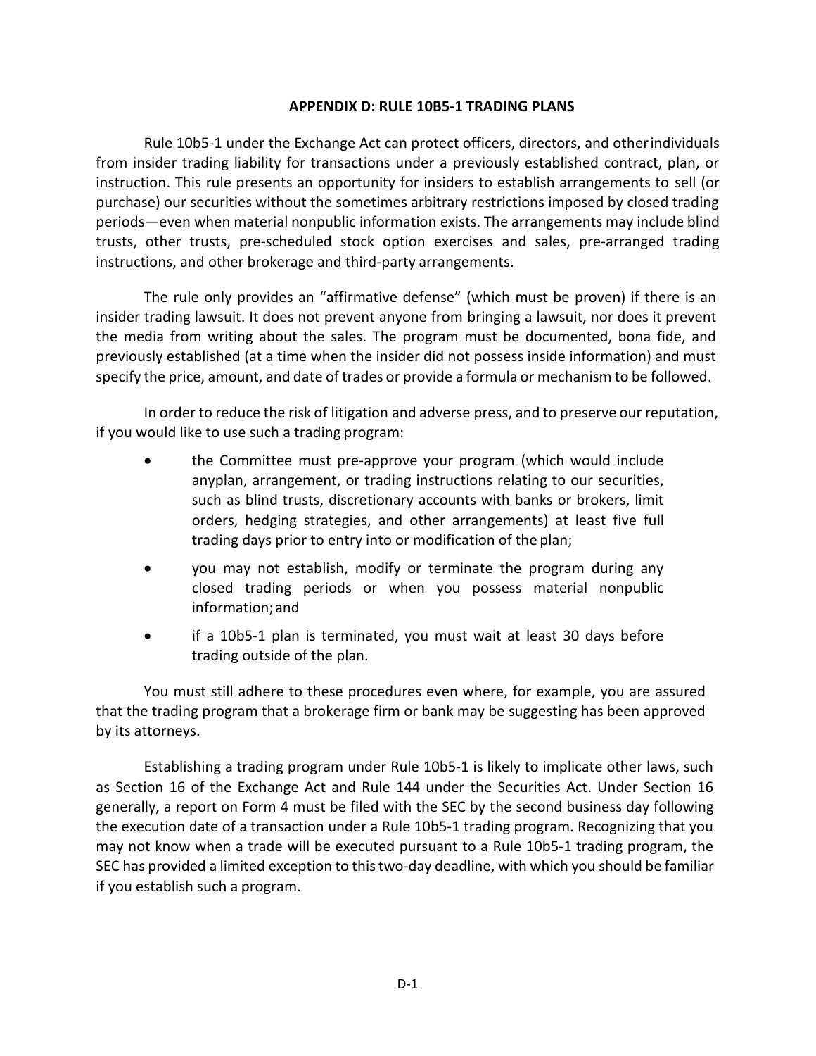## APPENDIX D: RULE 10B5-1 TRADING PLANS

Rule 10b5-1 under the Exchange Act can protect officers, directors, and other individuals from insider trading liability for transactions under a previously established contract, plan, or instruction. This rule presents an opportunity for insiders to establish arrangements to sell (or purchase) our securities without the sometimes arbitrary restrictions imposed by closed trading periods—even when material nonpublic information exists. The arrangements may include blind trusts, other trusts, pre-scheduled stock option exercises and sales, pre-arranged trading instructions, and other brokerage and third-party arrangements.

The rule only provides an "affirmative defense" (which must be proven) if there is an insider trading lawsuit. It does not prevent anyone from bringing a lawsuit, nor does it prevent the media from writing about the sales. The program must be documented, bona fide, and previously established (at a time when the insider did not possess inside information) and must specify the price, amount, and date of trades or provide a formula or mechanism to be followed.

In order to reduce the risk of litigation and adverse press, and to preserve our reputation, if you would like to use such a trading program:

- the Committee must pre-approve your program (which would include anyplan, arrangement, or trading instructions relating to our securities, such as blind trusts, discretionary accounts with banks or brokers, limit orders, hedging strategies, and other arrangements) at least five full trading days prior to entry into or modification of the plan;
- you may not establish, modify or terminate the program during any closed trading periods or when you possess material nonpublic information; and
- if a 10b5-1 plan is terminated, you must wait at least 30 days before trading outside of the plan.

You must still adhere to these procedures even where, for example, you are assured that the trading program that a brokerage firm or bank may be suggesting has been approved by its attorneys.

Establishing a trading program under Rule 10b5-1 is likely to implicate other laws, such as Section 16 of the Exchange Act and Rule 144 under the Securities Act. Under Section 16 generally, a report on Form 4 must be filed with the SEC by the second business day following the execution date of a transaction under a Rule 10b5-1 trading program. Recognizing that you may not know when a trade will be executed pursuant to a Rule 10b5-1 trading program, the SEC has provided a limited exception to this two-day deadline, with which you should be familiar if you establish such a program.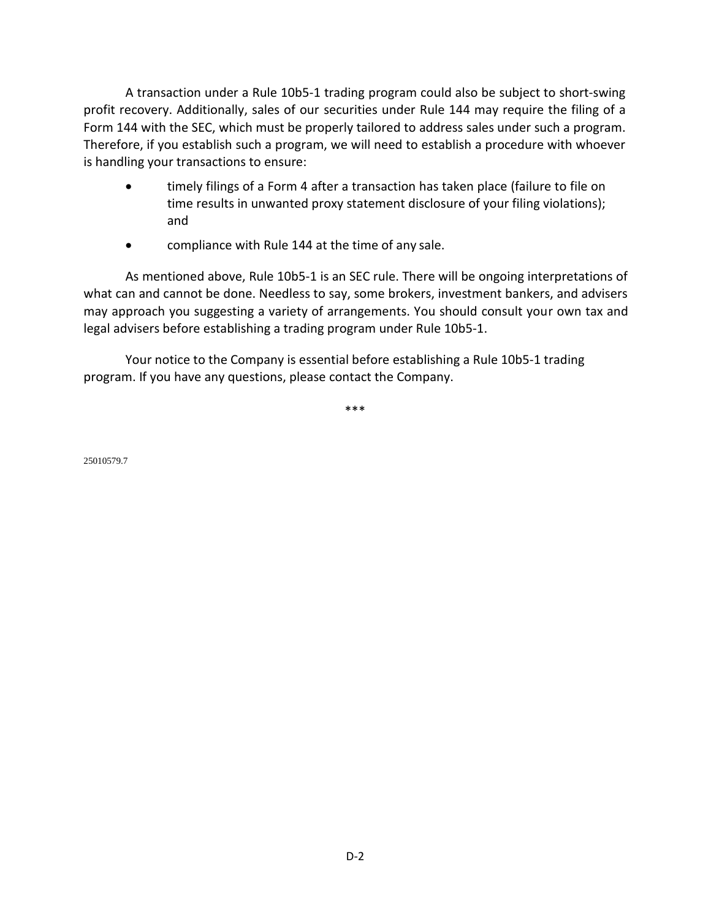A transaction under a Rule 10b5-1 trading program could also be subject to short-swing profit recovery. Additionally, sales of our securities under Rule 144 may require the filing of a Form 144 with the SEC, which must be properly tailored to address sales under such a program. Therefore, if you establish such a program, we will need to establish a procedure with whoever is handling your transactions to ensure:

- timely filings of a Form 4 after a transaction has taken place (failure to file on time results in unwanted proxy statement disclosure of your filing violations); and
- compliance with Rule 144 at the time of any sale.

As mentioned above, Rule 10b5-1 is an SEC rule. There will be ongoing interpretations of what can and cannot be done. Needless to say, some brokers, investment bankers, and advisers may approach you suggesting a variety of arrangements. You should consult your own tax and legal advisers before establishing a trading program under Rule 10b5-1.

Your notice to the Company is essential before establishing a Rule 10b5-1 trading program. If you have any questions, please contact the Company.

***

25010579.7